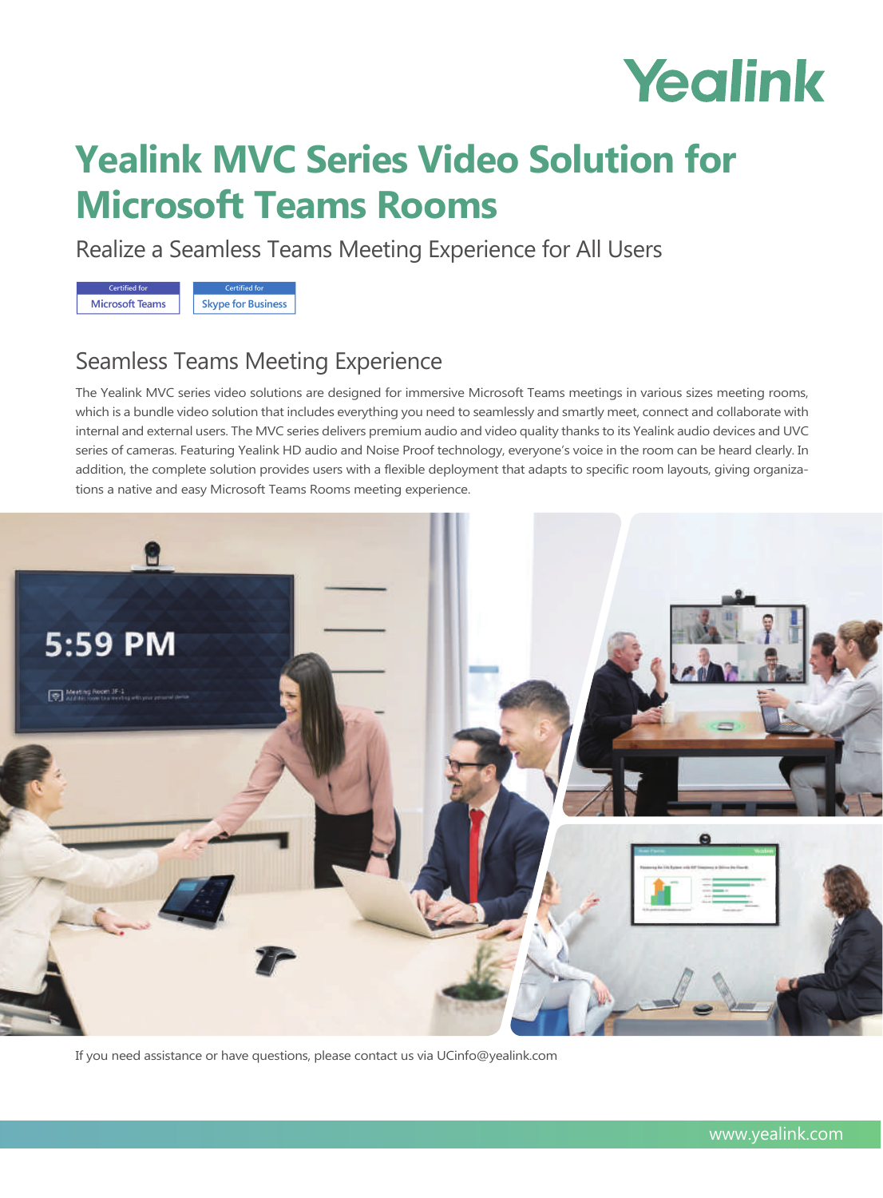Yealink

# Yealink MVC Series Video Solution for Microsoft Teams Rooms

Realize a Seamless Teams Meeting Experience for All Users

Certified for Microsoft Teams | Certified for Skype for Business

## Seamless Teams Meeting Experience

The Yealink MVC series video solutions are designed for immersive Microsoft Teams meetings in various sizes meeting rooms, which is a bundle video solution that includes everything you need to seamlessly and smartly meet, connect and collaborate with internal and external users. The MVC series delivers premium audio and video quality thanks to its Yealink audio devices and UVC series of cameras. Featuring Yealink HD audio and Noise Proof technology, everyone's voice in the room can be heard clearly. In addition, the complete solution provides users with a flexible deployment that adapts to specific room layouts, giving organizations a native and easy Microsoft Teams Rooms meeting experience.

If you need assistance or have questions, please contact us via UCinfo@yealink.com

www.yealink.com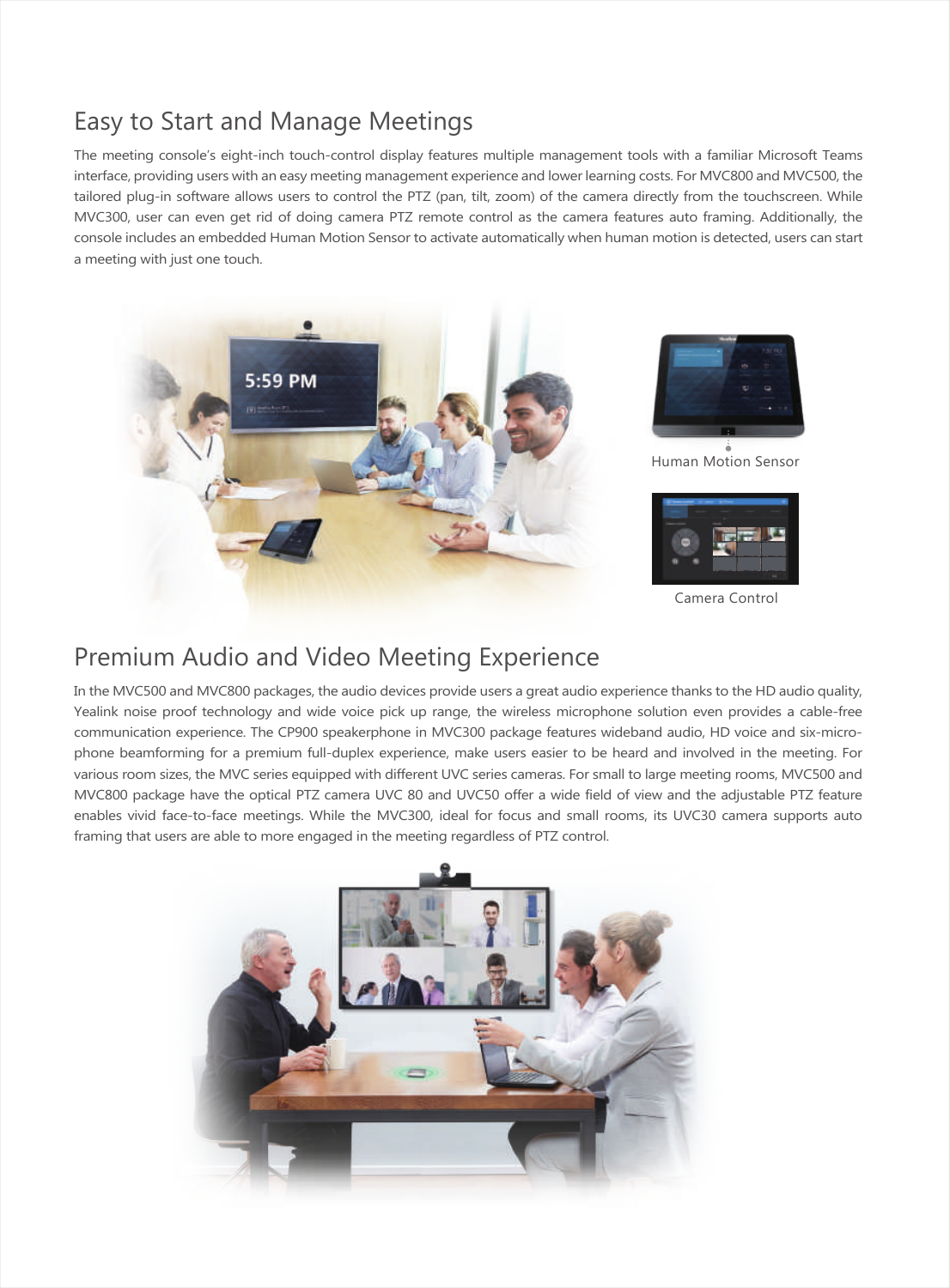## Easy to Start and Manage Meetings

The meeting console's eight-inch touch-control display features multiple management tools with a familiar Microsoft Teams interface, providing users with an easy meeting management experience and lower learning costs. For MVC800 and MVC500, the tailored plug-in software allows users to control the PTZ (pan, tilt, zoom) of the camera directly from the touchscreen. While MVC300, user can even get rid of doing camera PTZ remote control as the camera features auto framing. Additionally, the console includes an embedded Human Motion Sensor to activate automatically when human motion is detected, users can start a meeting with just one touch.

Human Motion Sensor

Camera Control

## Premium Audio and Video Meeting Experience

In the MVC500 and MVC800 packages, the audio devices provide users a great audio experience thanks to the HD audio quality, Yealink noise proof technology and wide voice pick up range, the wireless microphone solution even provides a cable-free communication experience. The CP900 speakerphone in MVC300 package features wideband audio, HD voice and six-microphone beamforming for a premium full-duplex experience, make users easier to be heard and involved in the meeting. For various room sizes, the MVC series equipped with different UVC series cameras. For small to large meeting rooms, MVC500 and MVC800 package have the optical PTZ camera UVC 80 and UVC50 offer a wide field of view and the adjustable PTZ feature enables vivid face-to-face meetings. While the MVC300, ideal for focus and small rooms, its UVC30 camera supports auto framing that users are able to more engaged in the meeting regardless of PTZ control.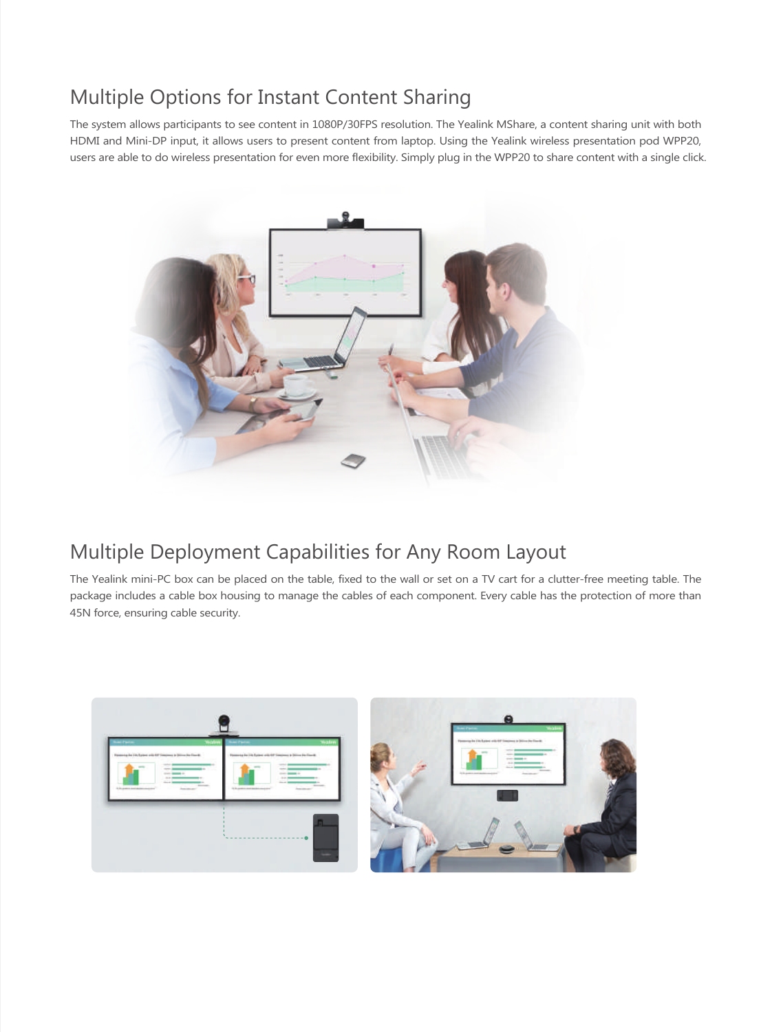## Multiple Options for Instant Content Sharing

The system allows participants to see content in 1080P/30FPS resolution. The Yealink MShare, a content sharing unit with both HDMI and Mini-DP input, it allows users to present content from laptop. Using the Yealink wireless presentation pod WPP20, users are able to do wireless presentation for even more flexibility. Simply plug in the WPP20 to share content with a single click.

## Multiple Deployment Capabilities for Any Room Layout

The Yealink mini-PC box can be placed on the table, fixed to the wall or set on a TV cart for a clutter-free meeting table. The package includes a cable box housing to manage the cables of each component. Every cable has the protection of more than 45N force, ensuring cable security.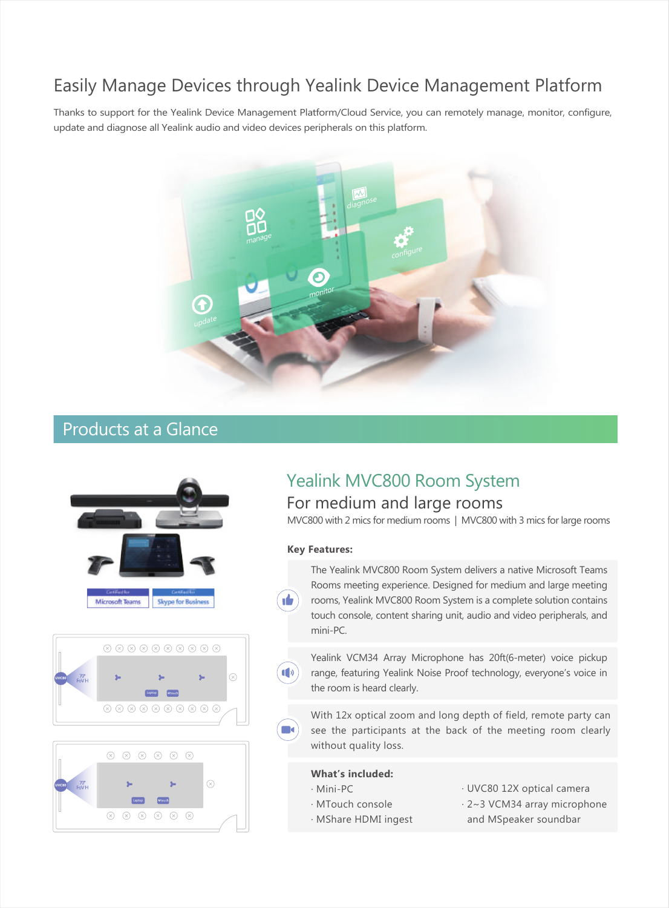# Easily Manage Devices through Yealink Device Management Platform

Thanks to support for the Yealink Device Management Platform/Cloud Service, you can remotely manage, monitor, configure, update and diagnose all Yealink audio and video devices peripherals on this platform.

## Products at a Glance

### Yealink MVC800 Room System

#### For medium and large rooms

MVC800 with 2 mics for medium rooms | MVC800 with 3 mics for large rooms

**Key Features:**

- The Yealink MVC800 Room System delivers a native Microsoft Teams Rooms meeting experience. Designed for medium and large meeting rooms, Yealink MVC800 Room System is a complete solution contains touch console, content sharing unit, audio and video peripherals, and mini-PC.
- Yealink VCM34 Array Microphone has 20ft(6-meter) voice pickup range, featuring Yealink Noise Proof technology, everyone's voice in the room is heard clearly.
- With 12x optical zoom and long depth of field, remote party can see the participants at the back of the meeting room clearly without quality loss.

**What's included:**

- Mini-PC
- MTouch console
- MShare HDMI ingest
- UVC80 12X optical camera
- 2~3 VCM34 array microphone and MSpeaker soundbar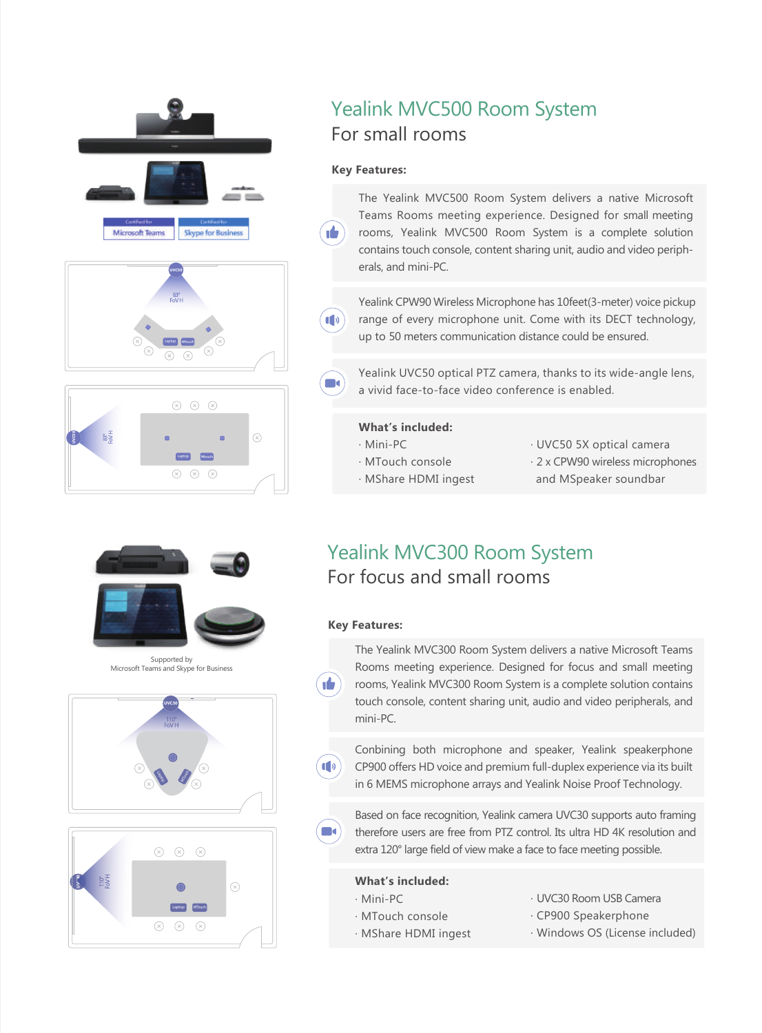## Yealink MVC500 Room System

For small rooms

### Key Features:

The Yealink MVC500 Room System delivers a native Microsoft Teams Rooms meeting experience. Designed for small meeting rooms, Yealink MVC500 Room System is a complete solution contains touch console, content sharing unit, audio and video peripherals, and mini-PC.

Yealink CPW90 Wireless Microphone has 10feet(3-meter) voice pickup range of every microphone unit. Come with its DECT technology, up to 50 meters communication distance could be ensured.

Yealink UVC50 optical PTZ camera, thanks to its wide-angle lens, a vivid face-to-face video conference is enabled.

**What's included:**

- Mini-PC
- MTouch console
- MShare HDMI ingest
- UVC50 5X optical camera
- 2 x CPW90 wireless microphones and MSpeaker soundbar

## Yealink MVC300 Room System

For focus and small rooms

Supported by Microsoft Teams and Skype for Business

### Key Features:

The Yealink MVC300 Room System delivers a native Microsoft Teams Rooms meeting experience. Designed for focus and small meeting rooms, Yealink MVC300 Room System is a complete solution contains touch console, content sharing unit, audio and video peripherals, and mini-PC.

Conbining both microphone and speaker, Yealink speakerphone CP900 offers HD voice and premium full-duplex experience via its built in 6 MEMS microphone arrays and Yealink Noise Proof Technology.

Based on face recognition, Yealink camera UVC30 supports auto framing therefore users are free from PTZ control. Its ultra HD 4K resolution and extra 120° large field of view make a face to face meeting possible.

**What's included:**

- Mini-PC
- MTouch console
- MShare HDMI ingest
- UVC30 Room USB Camera
- CP900 Speakerphone
- Windows OS (License included)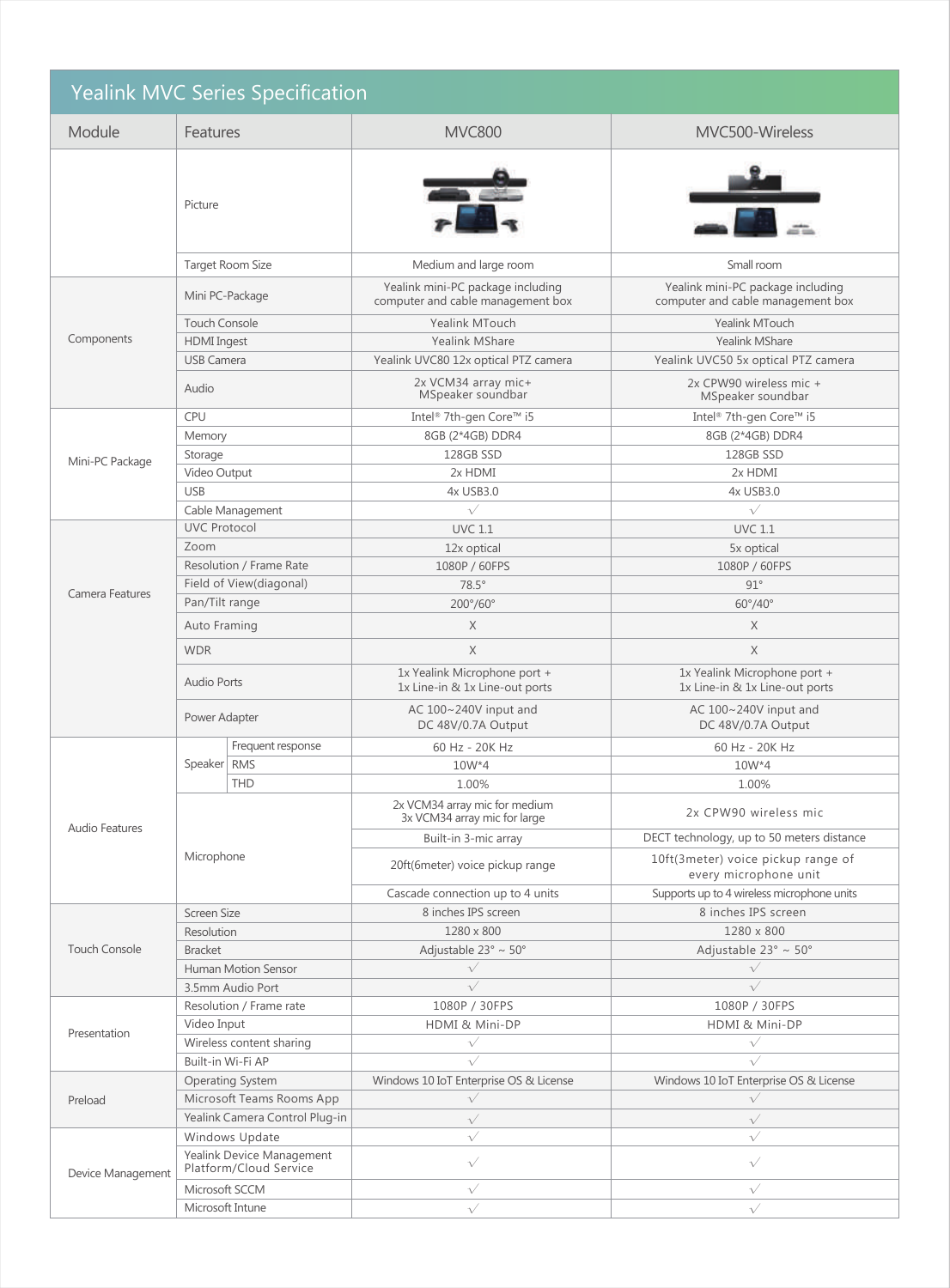# Yealink MVC Series Specification

| Module | Features | | MVC800 | MVC500-Wireless |
|---|---|---|---|---|
| | Picture | | | |
| | Target Room Size | | Medium and large room | Small room |
| Components | Mini PC-Package | | Yealink mini-PC package including computer and cable management box | Yealink mini-PC package including computer and cable management box |
| | Touch Console | | Yealink MTouch | Yealink MTouch |
| | HDMI Ingest | | Yealink MShare | Yealink MShare |
| | USB Camera | | Yealink UVC80 12x optical PTZ camera | Yealink UVC50 5x optical PTZ camera |
| | Audio | | 2x VCM34 array mic+ MSpeaker soundbar | 2x CPW90 wireless mic + MSpeaker soundbar |
| Mini-PC Package | CPU | | Intel® 7th-gen Core™ i5 | Intel® 7th-gen Core™ i5 |
| | Memory | | 8GB (2*4GB) DDR4 | 8GB (2*4GB) DDR4 |
| | Storage | | 128GB SSD | 128GB SSD |
| | Video Output | | 2x HDMI | 2x HDMI |
| | USB | | 4x USB3.0 | 4x USB3.0 |
| | Cable Management | | √ | √ |
| Camera Features | UVC Protocol | | UVC 1.1 | UVC 1.1 |
| | Zoom | | 12x optical | 5x optical |
| | Resolution / Frame Rate | | 1080P / 60FPS | 1080P / 60FPS |
| | Field of View(diagonal) | | 78.5° | 91° |
| | Pan/Tilt range | | 200°/60° | 60°/40° |
| | Auto Framing | | X | X |
| | WDR | | X | X |
| | Audio Ports | | 1x Yealink Microphone port + 1x Line-in & 1x Line-out ports | 1x Yealink Microphone port + 1x Line-in & 1x Line-out ports |
| | Power Adapter | | AC 100~240V input and DC 48V/0.7A Output | AC 100~240V input and DC 48V/0.7A Output |
| Audio Features | Speaker | Frequent response | 60 Hz - 20K Hz | 60 Hz - 20K Hz |
| | | RMS | 10W*4 | 10W*4 |
| | | THD | 1.00% | 1.00% |
| | Microphone | | 2x VCM34 array mic for medium 3x VCM34 array mic for large | 2x CPW90 wireless mic |
| | | | Built-in 3-mic array | DECT technology, up to 50 meters distance |
| | | | 20ft(6meter) voice pickup range | 10ft(3meter) voice pickup range of every microphone unit |
| | | | Cascade connection up to 4 units | Supports up to 4 wireless microphone units |
| Touch Console | Screen Size | | 8 inches IPS screen | 8 inches IPS screen |
| | Resolution | | 1280 x 800 | 1280 x 800 |
| | Bracket | | Adjustable 23° ~ 50° | Adjustable 23° ~ 50° |
| | Human Motion Sensor | | √ | √ |
| | 3.5mm Audio Port | | √ | √ |
| Presentation | Resolution / Frame rate | | 1080P / 30FPS | 1080P / 30FPS |
| | Video Input | | HDMI & Mini-DP | HDMI & Mini-DP |
| | Wireless content sharing | | √ | √ |
| | Built-in Wi-Fi AP | | √ | √ |
| Preload | Operating System | | Windows 10 IoT Enterprise OS & License | Windows 10 IoT Enterprise OS & License |
| | Microsoft Teams Rooms App | | √ | √ |
| | Yealink Camera Control Plug-in | | √ | √ |
| Device Management | Windows Update | | √ | √ |
| | Yealink Device Management Platform/Cloud Service | | √ | √ |
| | Microsoft SCCM | | √ | √ |
| | Microsoft Intune | | √ | √ |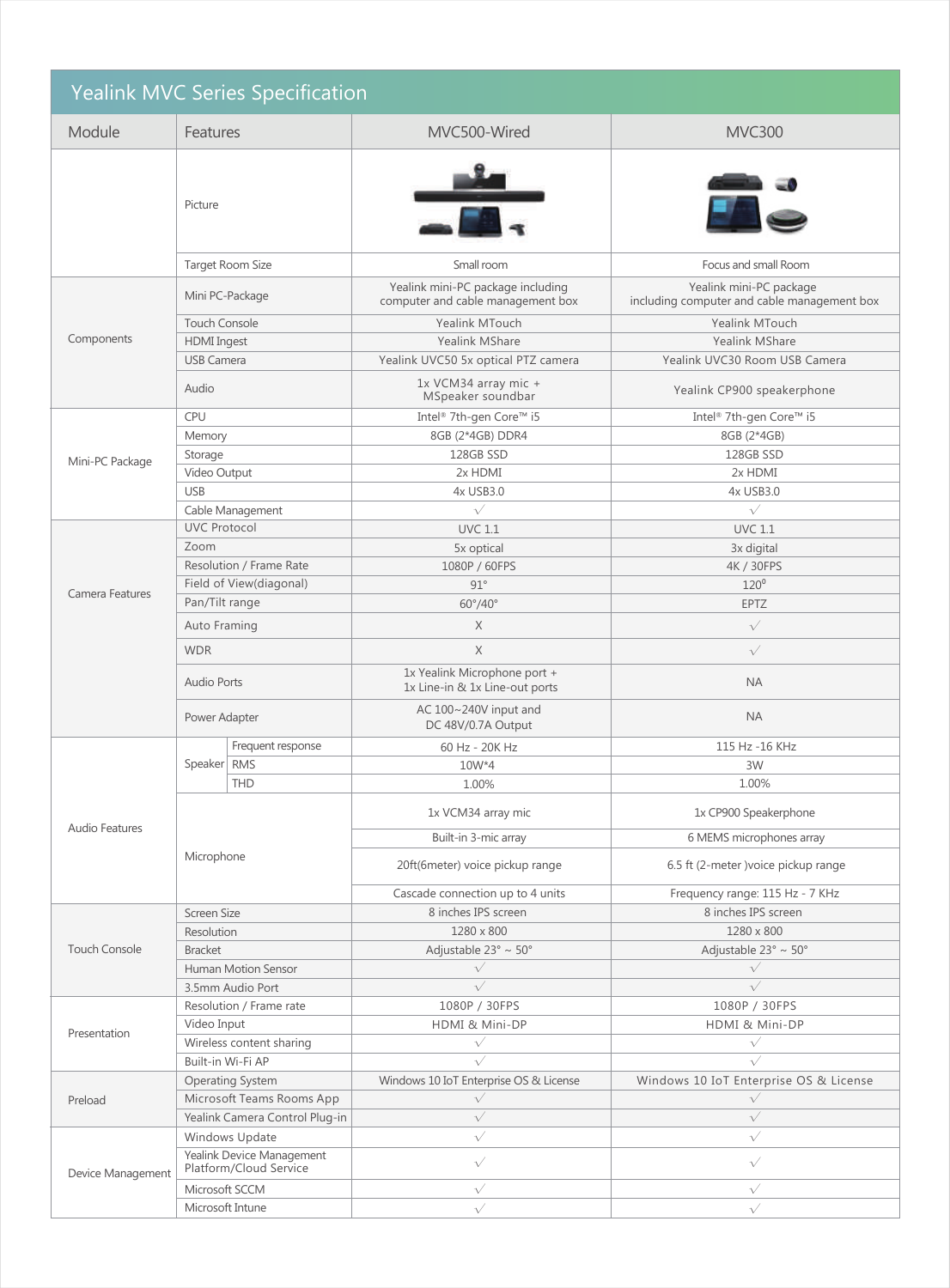# Yealink MVC Series Specification

| Module | Features | | MVC500-Wired | MVC300 |
|---|---|---|---|---|
| | Picture | | | |
| | Target Room Size | | Small room | Focus and small Room |
| Components | Mini PC-Package | | Yealink mini-PC package including computer and cable management box | Yealink mini-PC package including computer and cable management box |
| | Touch Console | | Yealink MTouch | Yealink MTouch |
| | HDMI Ingest | | Yealink MShare | Yealink MShare |
| | USB Camera | | Yealink UVC50 5x optical PTZ camera | Yealink UVC30 Room USB Camera |
| | Audio | | 1x VCM34 array mic + MSpeaker soundbar | Yealink CP900 speakerphone |
| Mini-PC Package | CPU | | Intel® 7th-gen Core™ i5 | Intel® 7th-gen Core™ i5 |
| | Memory | | 8GB (2*4GB) DDR4 | 8GB (2*4GB) |
| | Storage | | 128GB SSD | 128GB SSD |
| | Video Output | | 2x HDMI | 2x HDMI |
| | USB | | 4x USB3.0 | 4x USB3.0 |
| | Cable Management | | √ | √ |
| Camera Features | UVC Protocol | | UVC 1.1 | UVC 1.1 |
| | Zoom | | 5x optical | 3x digital |
| | Resolution / Frame Rate | | 1080P / 60FPS | 4K / 30FPS |
| | Field of View(diagonal) | | 91° | 120° |
| | Pan/Tilt range | | 60°/40° | EPTZ |
| | Auto Framing | | X | √ |
| | WDR | | X | √ |
| | Audio Ports | | 1x Yealink Microphone port + 1x Line-in & 1x Line-out ports | NA |
| | Power Adapter | | AC 100~240V input and DC 48V/0.7A Output | NA |
| Audio Features | Speaker | Frequent response | 60 Hz - 20K Hz | 115 Hz -16 KHz |
| | | RMS | 10W*4 | 3W |
| | | THD | 1.00% | 1.00% |
| | Microphone | | 1x VCM34 array mic | 1x CP900 Speakerphone |
| | | | Built-in 3-mic array | 6 MEMS microphones array |
| | | | 20ft(6meter) voice pickup range | 6.5 ft (2-meter )voice pickup range |
| | | | Cascade connection up to 4 units | Frequency range: 115 Hz - 7 KHz |
| Touch Console | Screen Size | | 8 inches IPS screen | 8 inches IPS screen |
| | Resolution | | 1280 x 800 | 1280 x 800 |
| | Bracket | | Adjustable 23° ~ 50° | Adjustable 23° ~ 50° |
| | Human Motion Sensor | | √ | √ |
| | 3.5mm Audio Port | | √ | √ |
| Presentation | Resolution / Frame rate | | 1080P / 30FPS | 1080P / 30FPS |
| | Video Input | | HDMI & Mini-DP | HDMI & Mini-DP |
| | Wireless content sharing | | √ | √ |
| | Built-in Wi-Fi AP | | √ | √ |
| Preload | Operating System | | Windows 10 IoT Enterprise OS & License | Windows 10 IoT Enterprise OS & License |
| | Microsoft Teams Rooms App | | √ | √ |
| | Yealink Camera Control Plug-in | | √ | √ |
| Device Management | Windows Update | | √ | √ |
| | Yealink Device Management Platform/Cloud Service | | √ | √ |
| | Microsoft SCCM | | √ | √ |
| | Microsoft Intune | | √ | √ |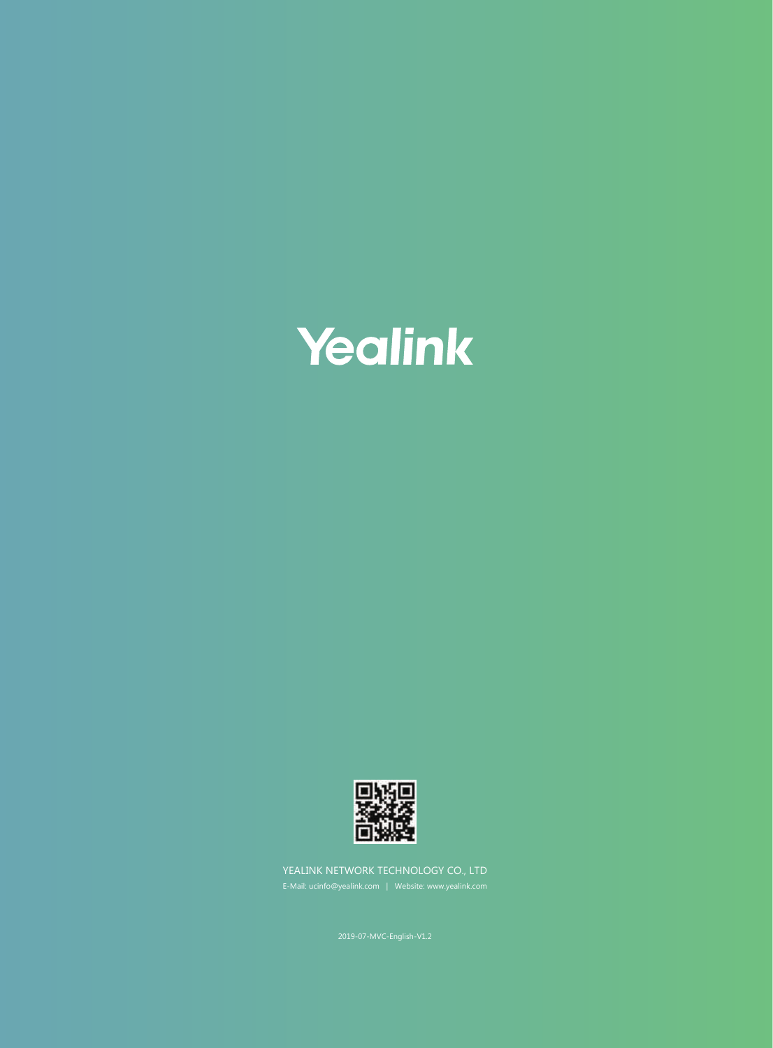Yealink

YEALINK NETWORK TECHNOLOGY CO., LTD

E-Mail: ucinfo@yealink.com | Website: www.yealink.com

2019-07-MVC-English-V1.2